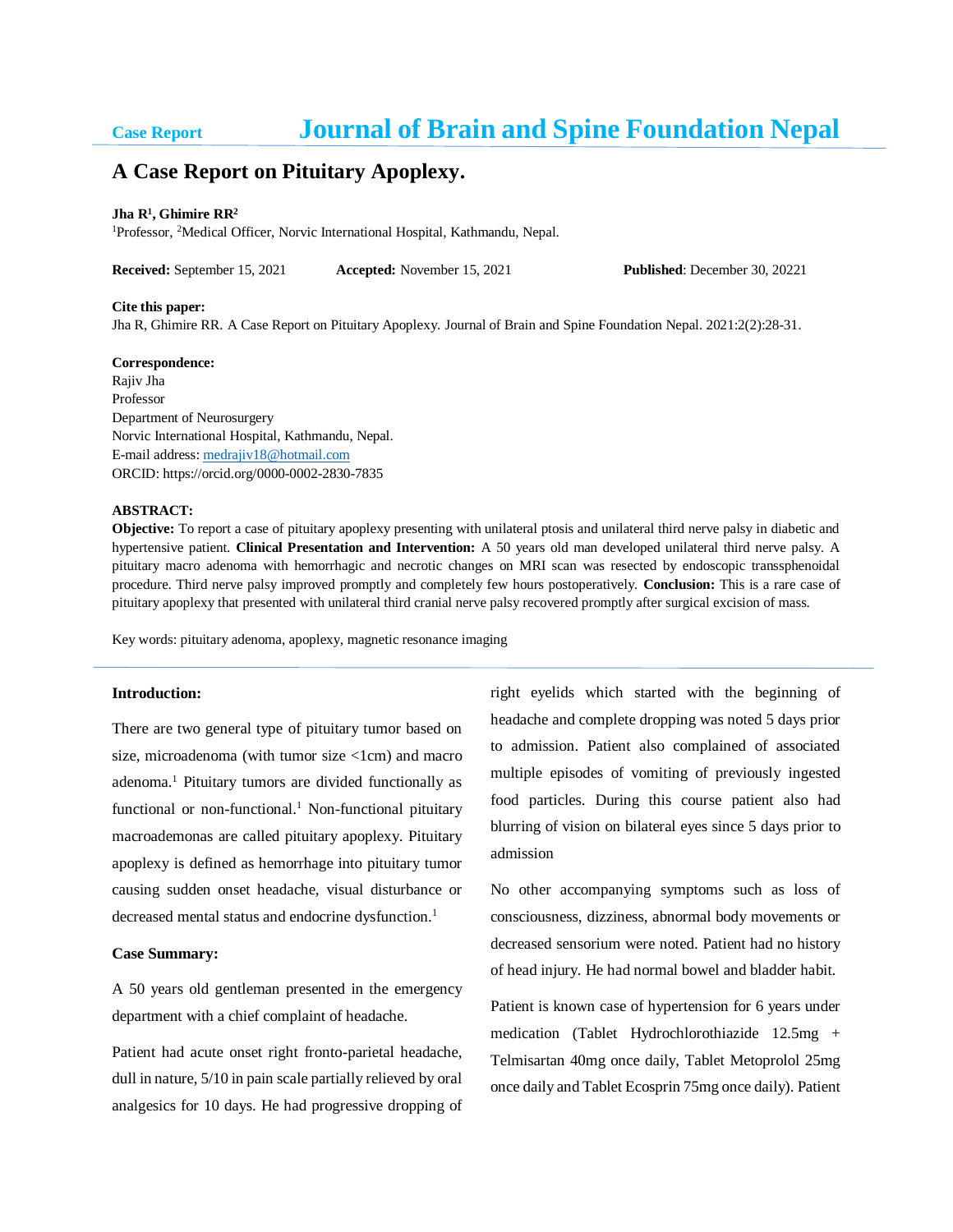Case Report

# Journal of Brain and Spine Foundation Nepal

## A Case Report on Pituitary Apoplexy.

**Jha R[1], Ghimire RR[2]**

[1]Professor, [2]Medical Officer, Norvic International Hospital, Kathmandu, Nepal.

**Received:** September 15, 2021 **Accepted:** November 15, 2021 **Published**: December 30, 20221

**Cite this paper:**
Jha R, Ghimire RR. A Case Report on Pituitary Apoplexy. Journal of Brain and Spine Foundation Nepal. 2021:2(2):28-31.

**Correspondence:**
Rajiv Jha
Professor
Department of Neurosurgery
Norvic International Hospital, Kathmandu, Nepal.
E-mail address: medrajiv18@hotmail.com
ORCID: https://orcid.org/0000-0002-2830-7835

**ABSTRACT:**

**Objective:** To report a case of pituitary apoplexy presenting with unilateral ptosis and unilateral third nerve palsy in diabetic and hypertensive patient. **Clinical Presentation and Intervention:** A 50 years old man developed unilateral third nerve palsy. A pituitary macro adenoma with hemorrhagic and necrotic changes on MRI scan was resected by endoscopic transsphenoidal procedure. Third nerve palsy improved promptly and completely few hours postoperatively. **Conclusion:** This is a rare case of pituitary apoplexy that presented with unilateral third cranial nerve palsy recovered promptly after surgical excision of mass.

Key words: pituitary adenoma, apoplexy, magnetic resonance imaging

### Introduction:

There are two general type of pituitary tumor based on size, microadenoma (with tumor size <1cm) and macro adenoma.[1] Pituitary tumors are divided functionally as functional or non-functional.[1] Non-functional pituitary macroademonas are called pituitary apoplexy. Pituitary apoplexy is defined as hemorrhage into pituitary tumor causing sudden onset headache, visual disturbance or decreased mental status and endocrine dysfunction.[1]

### Case Summary:

A 50 years old gentleman presented in the emergency department with a chief complaint of headache.

Patient had acute onset right fronto-parietal headache, dull in nature, 5/10 in pain scale partially relieved by oral analgesics for 10 days. He had progressive dropping of right eyelids which started with the beginning of headache and complete dropping was noted 5 days prior to admission. Patient also complained of associated multiple episodes of vomiting of previously ingested food particles. During this course patient also had blurring of vision on bilateral eyes since 5 days prior to admission

No other accompanying symptoms such as loss of consciousness, dizziness, abnormal body movements or decreased sensorium were noted. Patient had no history of head injury. He had normal bowel and bladder habit.

Patient is known case of hypertension for 6 years under medication (Tablet Hydrochlorothiazide 12.5mg + Telmisartan 40mg once daily, Tablet Metoprolol 25mg once daily and Tablet Ecosprin 75mg once daily). Patient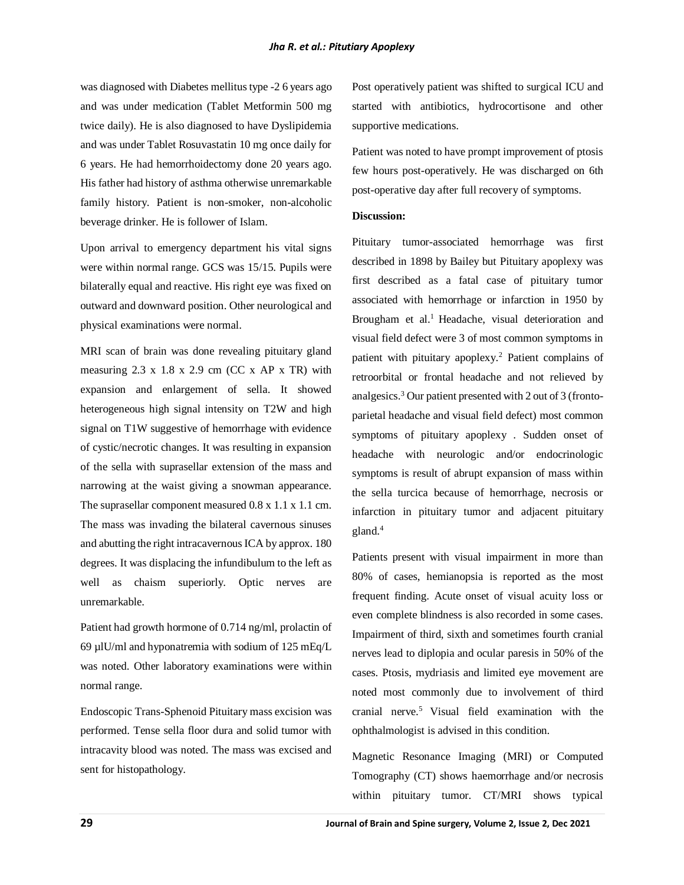was diagnosed with Diabetes mellitus type -2 6 years ago and was under medication (Tablet Metformin 500 mg twice daily). He is also diagnosed to have Dyslipidemia and was under Tablet Rosuvastatin 10 mg once daily for 6 years. He had hemorrhoidectomy done 20 years ago. His father had history of asthma otherwise unremarkable family history. Patient is non-smoker, non-alcoholic beverage drinker. He is follower of Islam.

Upon arrival to emergency department his vital signs were within normal range. GCS was 15/15. Pupils were bilaterally equal and reactive. His right eye was fixed on outward and downward position. Other neurological and physical examinations were normal.

MRI scan of brain was done revealing pituitary gland measuring 2.3 x 1.8 x 2.9 cm (CC x AP x TR) with expansion and enlargement of sella. It showed heterogeneous high signal intensity on T2W and high signal on T1W suggestive of hemorrhage with evidence of cystic/necrotic changes. It was resulting in expansion of the sella with suprasellar extension of the mass and narrowing at the waist giving a snowman appearance. The suprasellar component measured 0.8 x 1.1 x 1.1 cm. The mass was invading the bilateral cavernous sinuses and abutting the right intracavernous ICA by approx. 180 degrees. It was displacing the infundibulum to the left as well as chaism superiorly. Optic nerves are unremarkable.

Patient had growth hormone of 0.714 ng/ml, prolactin of 69 µlU/ml and hyponatremia with sodium of 125 mEq/L was noted. Other laboratory examinations were within normal range.

Endoscopic Trans-Sphenoid Pituitary mass excision was performed. Tense sella floor dura and solid tumor with intracavity blood was noted. The mass was excised and sent for histopathology.

Post operatively patient was shifted to surgical ICU and started with antibiotics, hydrocortisone and other supportive medications.

Patient was noted to have prompt improvement of ptosis few hours post-operatively. He was discharged on 6th post-operative day after full recovery of symptoms.

**Discussion:**

Pituitary tumor-associated hemorrhage was first described in 1898 by Bailey but Pituitary apoplexy was first described as a fatal case of pituitary tumor associated with hemorrhage or infarction in 1950 by Brougham et al.[1] Headache, visual deterioration and visual field defect were 3 of most common symptoms in patient with pituitary apoplexy.[2] Patient complains of retroorbital or frontal headache and not relieved by analgesics.[3] Our patient presented with 2 out of 3 (fronto-parietal headache and visual field defect) most common symptoms of pituitary apoplexy . Sudden onset of headache with neurologic and/or endocrinologic symptoms is result of abrupt expansion of mass within the sella turcica because of hemorrhage, necrosis or infarction in pituitary tumor and adjacent pituitary gland.[4]

Patients present with visual impairment in more than 80% of cases, hemianopsia is reported as the most frequent finding. Acute onset of visual acuity loss or even complete blindness is also recorded in some cases. Impairment of third, sixth and sometimes fourth cranial nerves lead to diplopia and ocular paresis in 50% of the cases. Ptosis, mydriasis and limited eye movement are noted most commonly due to involvement of third cranial nerve.[5] Visual field examination with the ophthalmologist is advised in this condition.

Magnetic Resonance Imaging (MRI) or Computed Tomography (CT) shows haemorrhage and/or necrosis within pituitary tumor. CT/MRI shows typical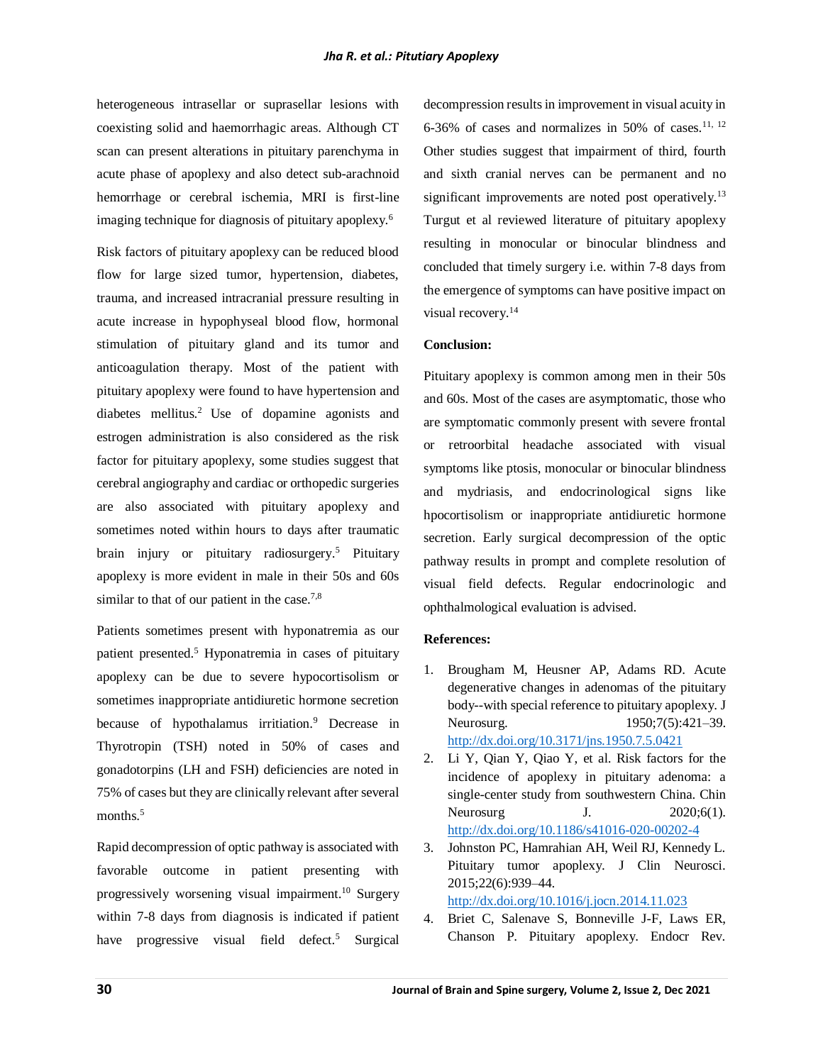heterogeneous intrasellar or suprasellar lesions with coexisting solid and haemorrhagic areas. Although CT scan can present alterations in pituitary parenchyma in acute phase of apoplexy and also detect sub-arachnoid hemorrhage or cerebral ischemia, MRI is first-line imaging technique for diagnosis of pituitary apoplexy.[6]

Risk factors of pituitary apoplexy can be reduced blood flow for large sized tumor, hypertension, diabetes, trauma, and increased intracranial pressure resulting in acute increase in hypophyseal blood flow, hormonal stimulation of pituitary gland and its tumor and anticoagulation therapy. Most of the patient with pituitary apoplexy were found to have hypertension and diabetes mellitus.[2] Use of dopamine agonists and estrogen administration is also considered as the risk factor for pituitary apoplexy, some studies suggest that cerebral angiography and cardiac or orthopedic surgeries are also associated with pituitary apoplexy and sometimes noted within hours to days after traumatic brain injury or pituitary radiosurgery.[5] Pituitary apoplexy is more evident in male in their 50s and 60s similar to that of our patient in the case.[7,8]

Patients sometimes present with hyponatremia as our patient presented.[5] Hyponatremia in cases of pituitary apoplexy can be due to severe hypocortisolism or sometimes inappropriate antidiuretic hormone secretion because of hypothalamus irritiation.[9] Decrease in Thyrotropin (TSH) noted in 50% of cases and gonadotorpins (LH and FSH) deficiencies are noted in 75% of cases but they are clinically relevant after several months.[5]

Rapid decompression of optic pathway is associated with favorable outcome in patient presenting with progressively worsening visual impairment.[10] Surgery within 7-8 days from diagnosis is indicated if patient have progressive visual field defect.[5] Surgical decompression results in improvement in visual acuity in 6-36% of cases and normalizes in 50% of cases.[11, 12] Other studies suggest that impairment of third, fourth and sixth cranial nerves can be permanent and no significant improvements are noted post operatively.[13] Turgut et al reviewed literature of pituitary apoplexy resulting in monocular or binocular blindness and concluded that timely surgery i.e. within 7-8 days from the emergence of symptoms can have positive impact on visual recovery.[14]

**Conclusion:**

Pituitary apoplexy is common among men in their 50s and 60s. Most of the cases are asymptomatic, those who are symptomatic commonly present with severe frontal or retroorbital headache associated with visual symptoms like ptosis, monocular or binocular blindness and mydriasis, and endocrinological signs like hpocortisolism or inappropriate antidiuretic hormone secretion. Early surgical decompression of the optic pathway results in prompt and complete resolution of visual field defects. Regular endocrinologic and ophthalmological evaluation is advised.

**References:**

1. Brougham M, Heusner AP, Adams RD. Acute degenerative changes in adenomas of the pituitary body--with special reference to pituitary apoplexy. J Neurosurg. 1950;7(5):421–39. http://dx.doi.org/10.3171/jns.1950.7.5.0421
2. Li Y, Qian Y, Qiao Y, et al. Risk factors for the incidence of apoplexy in pituitary adenoma: a single-center study from southwestern China. Chin Neurosurg J. 2020;6(1). http://dx.doi.org/10.1186/s41016-020-00202-4
3. Johnston PC, Hamrahian AH, Weil RJ, Kennedy L. Pituitary tumor apoplexy. J Clin Neurosci. 2015;22(6):939–44. http://dx.doi.org/10.1016/j.jocn.2014.11.023
4. Briet C, Salenave S, Bonneville J-F, Laws ER, Chanson P. Pituitary apoplexy. Endocr Rev.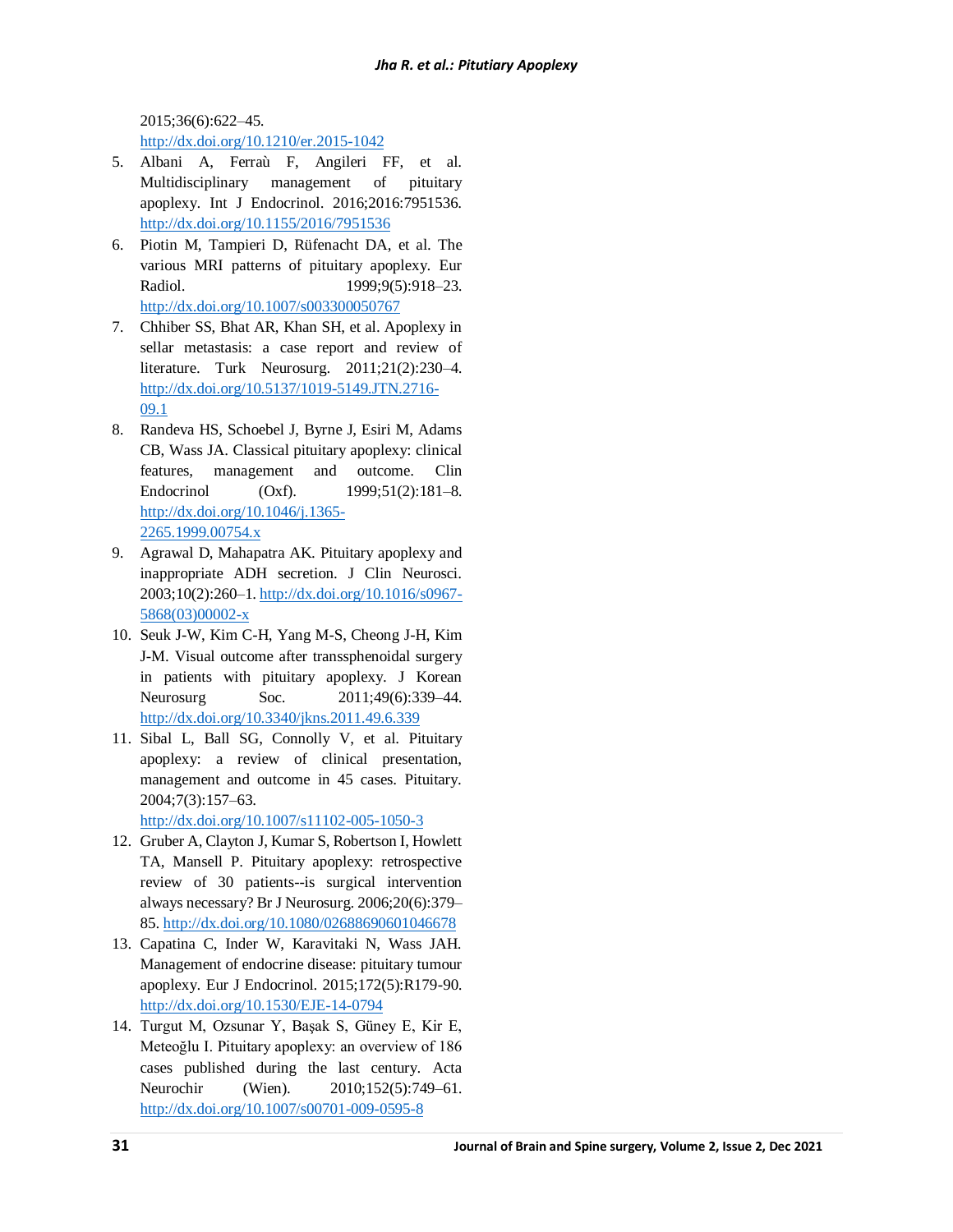2015;36(6):622–45. http://dx.doi.org/10.1210/er.2015-1042

5. Albani A, Ferraù F, Angileri FF, et al. Multidisciplinary management of pituitary apoplexy. Int J Endocrinol. 2016;2016:7951536. http://dx.doi.org/10.1155/2016/7951536
6. Piotin M, Tampieri D, Rüfenacht DA, et al. The various MRI patterns of pituitary apoplexy. Eur Radiol. 1999;9(5):918–23. http://dx.doi.org/10.1007/s003300050767
7. Chhiber SS, Bhat AR, Khan SH, et al. Apoplexy in sellar metastasis: a case report and review of literature. Turk Neurosurg. 2011;21(2):230–4. http://dx.doi.org/10.5137/1019-5149.JTN.2716-09.1
8. Randeva HS, Schoebel J, Byrne J, Esiri M, Adams CB, Wass JA. Classical pituitary apoplexy: clinical features, management and outcome. Clin Endocrinol (Oxf). 1999;51(2):181–8. http://dx.doi.org/10.1046/j.1365-2265.1999.00754.x
9. Agrawal D, Mahapatra AK. Pituitary apoplexy and inappropriate ADH secretion. J Clin Neurosci. 2003;10(2):260–1. http://dx.doi.org/10.1016/s0967-5868(03)00002-x
10. Seuk J-W, Kim C-H, Yang M-S, Cheong J-H, Kim J-M. Visual outcome after transsphenoidal surgery in patients with pituitary apoplexy. J Korean Neurosurg Soc. 2011;49(6):339–44. http://dx.doi.org/10.3340/jkns.2011.49.6.339
11. Sibal L, Ball SG, Connolly V, et al. Pituitary apoplexy: a review of clinical presentation, management and outcome in 45 cases. Pituitary. 2004;7(3):157–63. http://dx.doi.org/10.1007/s11102-005-1050-3
12. Gruber A, Clayton J, Kumar S, Robertson I, Howlett TA, Mansell P. Pituitary apoplexy: retrospective review of 30 patients--is surgical intervention always necessary? Br J Neurosurg. 2006;20(6):379–85. http://dx.doi.org/10.1080/02688690601046678
13. Capatina C, Inder W, Karavitaki N, Wass JAH. Management of endocrine disease: pituitary tumour apoplexy. Eur J Endocrinol. 2015;172(5):R179-90. http://dx.doi.org/10.1530/EJE-14-0794
14. Turgut M, Ozsunar Y, Başak S, Güney E, Kir E, Meteoğlu I. Pituitary apoplexy: an overview of 186 cases published during the last century. Acta Neurochir (Wien). 2010;152(5):749–61. http://dx.doi.org/10.1007/s00701-009-0595-8